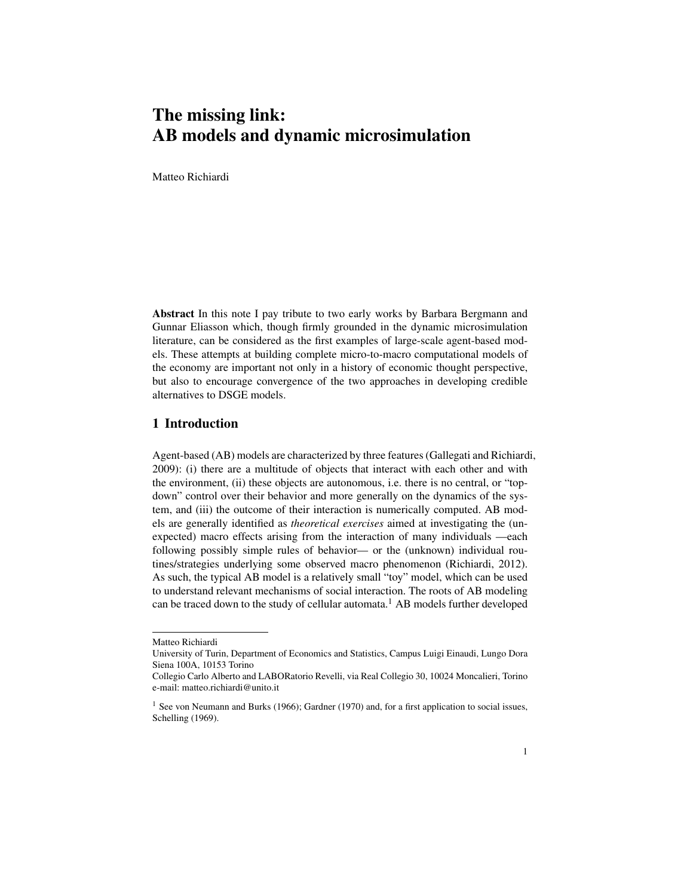# The missing link: AB models and dynamic microsimulation

Matteo Richiardi

**Abstract** In this note I pay tribute to two early works by Barbara Bergmann and Gunnar Eliasson which, though firmly grounded in the dynamic microsimulation literature, can be considered as the first examples of large-scale agent-based models. These attempts at building complete micro-to-macro computational models of the economy are important not only in a history of economic thought perspective, but also to encourage convergence of the two approaches in developing credible alternatives to DSGE models.

## 1 Introduction

Agent-based (AB) models are characterized by three features (Gallegati and Richiardi, 2009): (i) there are a multitude of objects that interact with each other and with the environment, (ii) these objects are autonomous, i.e. there is no central, or "top-down" control over their behavior and more generally on the dynamics of the system, and (iii) the outcome of their interaction is numerically computed. AB models are generally identified as *theoretical exercises* aimed at investigating the (unexpected) macro effects arising from the interaction of many individuals —each following possibly simple rules of behavior— or the (unknown) individual routines/strategies underlying some observed macro phenomenon (Richiardi, 2012). As such, the typical AB model is a relatively small "toy" model, which can be used to understand relevant mechanisms of social interaction. The roots of AB modeling can be traced down to the study of cellular automata.[1] AB models further developed

---

Matteo Richiardi
University of Turin, Department of Economics and Statistics, Campus Luigi Einaudi, Lungo Dora Siena 100A, 10153 Torino
Collegio Carlo Alberto and LABORatorio Revelli, via Real Collegio 30, 10024 Moncalieri, Torino
e-mail: matteo.richiardi@unito.it

[1] See von Neumann and Burks (1966); Gardner (1970) and, for a first application to social issues, Schelling (1969).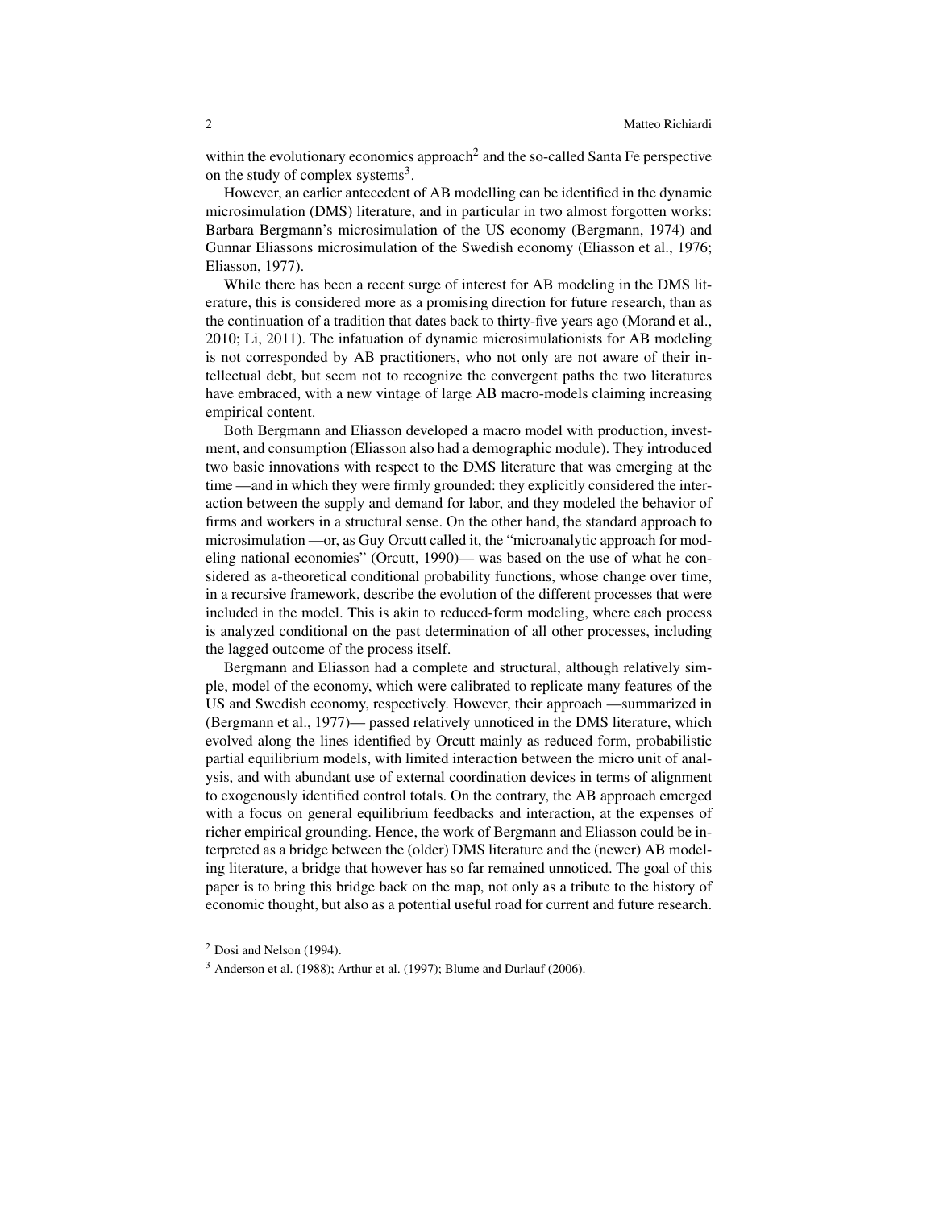within the evolutionary economics approach[2] and the so-called Santa Fe perspective on the study of complex systems[3].

However, an earlier antecedent of AB modelling can be identified in the dynamic microsimulation (DMS) literature, and in particular in two almost forgotten works: Barbara Bergmann's microsimulation of the US economy (Bergmann, 1974) and Gunnar Eliassons microsimulation of the Swedish economy (Eliasson et al., 1976; Eliasson, 1977).

While there has been a recent surge of interest for AB modeling in the DMS literature, this is considered more as a promising direction for future research, than as the continuation of a tradition that dates back to thirty-five years ago (Morand et al., 2010; Li, 2011). The infatuation of dynamic microsimulationists for AB modeling is not corresponded by AB practitioners, who not only are not aware of their intellectual debt, but seem not to recognize the convergent paths the two literatures have embraced, with a new vintage of large AB macro-models claiming increasing empirical content.

Both Bergmann and Eliasson developed a macro model with production, investment, and consumption (Eliasson also had a demographic module). They introduced two basic innovations with respect to the DMS literature that was emerging at the time —and in which they were firmly grounded: they explicitly considered the interaction between the supply and demand for labor, and they modeled the behavior of firms and workers in a structural sense. On the other hand, the standard approach to microsimulation —or, as Guy Orcutt called it, the "microanalytic approach for modeling national economies" (Orcutt, 1990)— was based on the use of what he considered as a-theoretical conditional probability functions, whose change over time, in a recursive framework, describe the evolution of the different processes that were included in the model. This is akin to reduced-form modeling, where each process is analyzed conditional on the past determination of all other processes, including the lagged outcome of the process itself.

Bergmann and Eliasson had a complete and structural, although relatively simple, model of the economy, which were calibrated to replicate many features of the US and Swedish economy, respectively. However, their approach —summarized in (Bergmann et al., 1977)— passed relatively unnoticed in the DMS literature, which evolved along the lines identified by Orcutt mainly as reduced form, probabilistic partial equilibrium models, with limited interaction between the micro unit of analysis, and with abundant use of external coordination devices in terms of alignment to exogenously identified control totals. On the contrary, the AB approach emerged with a focus on general equilibrium feedbacks and interaction, at the expenses of richer empirical grounding. Hence, the work of Bergmann and Eliasson could be interpreted as a bridge between the (older) DMS literature and the (newer) AB modeling literature, a bridge that however has so far remained unnoticed. The goal of this paper is to bring this bridge back on the map, not only as a tribute to the history of economic thought, but also as a potential useful road for current and future research.

[2] Dosi and Nelson (1994).

[3] Anderson et al. (1988); Arthur et al. (1997); Blume and Durlauf (2006).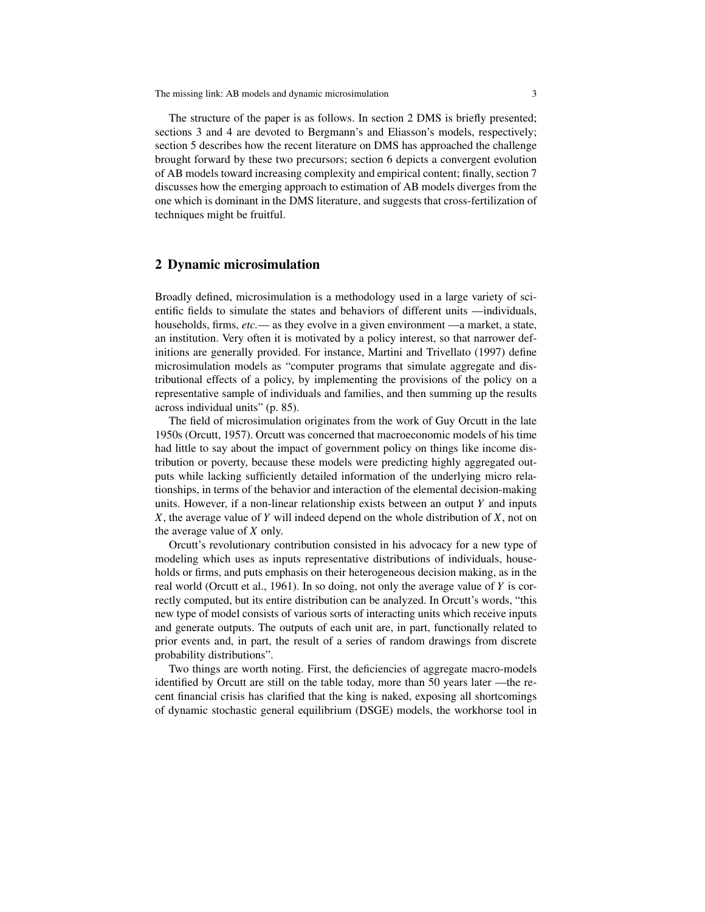The structure of the paper is as follows. In section 2 DMS is briefly presented; sections 3 and 4 are devoted to Bergmann's and Eliasson's models, respectively; section 5 describes how the recent literature on DMS has approached the challenge brought forward by these two precursors; section 6 depicts a convergent evolution of AB models toward increasing complexity and empirical content; finally, section 7 discusses how the emerging approach to estimation of AB models diverges from the one which is dominant in the DMS literature, and suggests that cross-fertilization of techniques might be fruitful.

## 2 Dynamic microsimulation

Broadly defined, microsimulation is a methodology used in a large variety of scientific fields to simulate the states and behaviors of different units —individuals, households, firms, *etc.*— as they evolve in a given environment —a market, a state, an institution. Very often it is motivated by a policy interest, so that narrower definitions are generally provided. For instance, Martini and Trivellato (1997) define microsimulation models as "computer programs that simulate aggregate and distributional effects of a policy, by implementing the provisions of the policy on a representative sample of individuals and families, and then summing up the results across individual units" (p. 85).

The field of microsimulation originates from the work of Guy Orcutt in the late 1950s (Orcutt, 1957). Orcutt was concerned that macroeconomic models of his time had little to say about the impact of government policy on things like income distribution or poverty, because these models were predicting highly aggregated outputs while lacking sufficiently detailed information of the underlying micro relationships, in terms of the behavior and interaction of the elemental decision-making units. However, if a non-linear relationship exists between an output $Y$ and inputs $X$, the average value of $Y$ will indeed depend on the whole distribution of $X$, not on the average value of $X$ only.

Orcutt's revolutionary contribution consisted in his advocacy for a new type of modeling which uses as inputs representative distributions of individuals, households or firms, and puts emphasis on their heterogeneous decision making, as in the real world (Orcutt et al., 1961). In so doing, not only the average value of $Y$ is correctly computed, but its entire distribution can be analyzed. In Orcutt's words, "this new type of model consists of various sorts of interacting units which receive inputs and generate outputs. The outputs of each unit are, in part, functionally related to prior events and, in part, the result of a series of random drawings from discrete probability distributions".

Two things are worth noting. First, the deficiencies of aggregate macro-models identified by Orcutt are still on the table today, more than 50 years later —the recent financial crisis has clarified that the king is naked, exposing all shortcomings of dynamic stochastic general equilibrium (DSGE) models, the workhorse tool in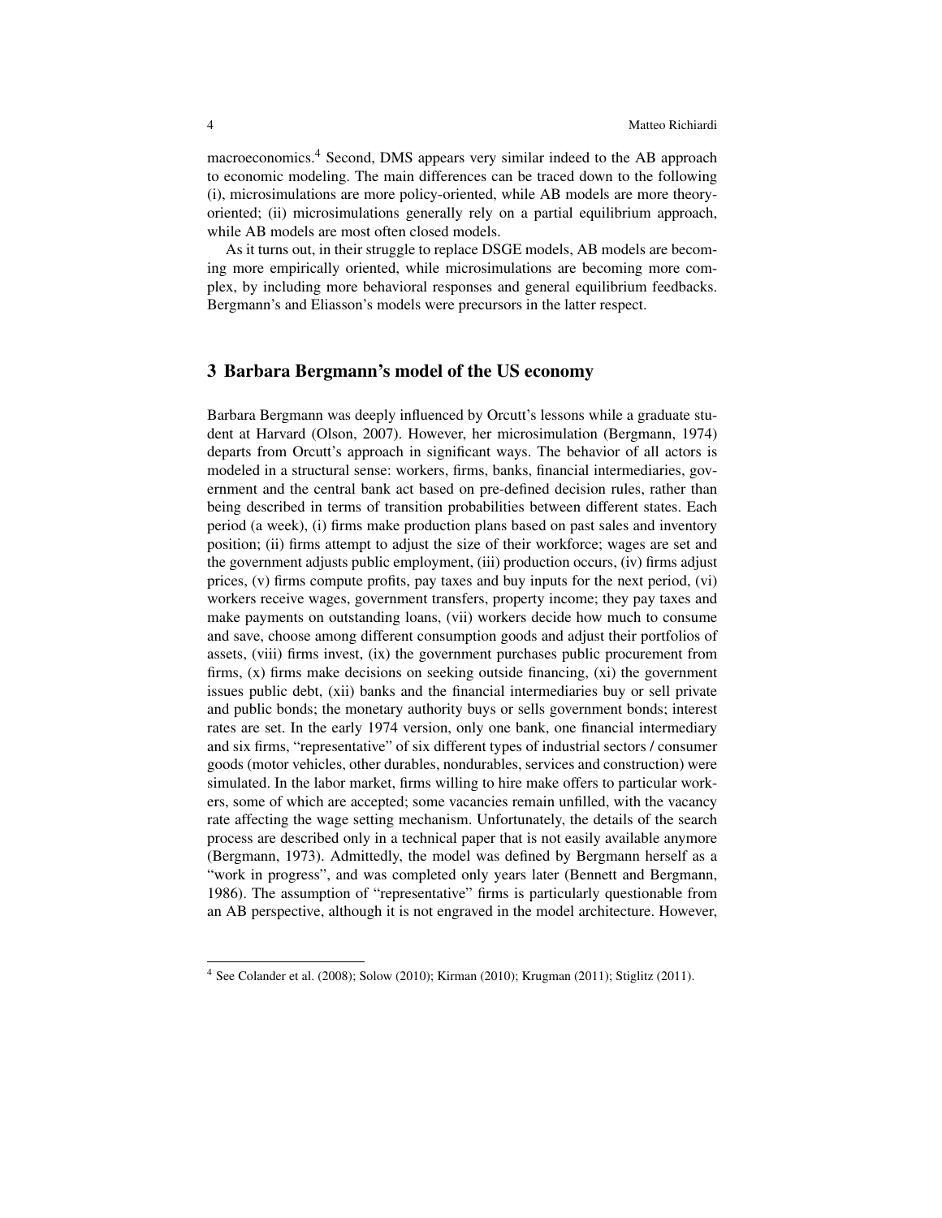macroeconomics.[4] Second, DMS appears very similar indeed to the AB approach to economic modeling. The main differences can be traced down to the following (i), microsimulations are more policy-oriented, while AB models are more theory-oriented; (ii) microsimulations generally rely on a partial equilibrium approach, while AB models are most often closed models.

As it turns out, in their struggle to replace DSGE models, AB models are becoming more empirically oriented, while microsimulations are becoming more complex, by including more behavioral responses and general equilibrium feedbacks. Bergmann's and Eliasson's models were precursors in the latter respect.

## 3 Barbara Bergmann's model of the US economy

Barbara Bergmann was deeply influenced by Orcutt's lessons while a graduate student at Harvard (Olson, 2007). However, her microsimulation (Bergmann, 1974) departs from Orcutt's approach in significant ways. The behavior of all actors is modeled in a structural sense: workers, firms, banks, financial intermediaries, government and the central bank act based on pre-defined decision rules, rather than being described in terms of transition probabilities between different states. Each period (a week), (i) firms make production plans based on past sales and inventory position; (ii) firms attempt to adjust the size of their workforce; wages are set and the government adjusts public employment, (iii) production occurs, (iv) firms adjust prices, (v) firms compute profits, pay taxes and buy inputs for the next period, (vi) workers receive wages, government transfers, property income; they pay taxes and make payments on outstanding loans, (vii) workers decide how much to consume and save, choose among different consumption goods and adjust their portfolios of assets, (viii) firms invest, (ix) the government purchases public procurement from firms, (x) firms make decisions on seeking outside financing, (xi) the government issues public debt, (xii) banks and the financial intermediaries buy or sell private and public bonds; the monetary authority buys or sells government bonds; interest rates are set. In the early 1974 version, only one bank, one financial intermediary and six firms, "representative" of six different types of industrial sectors / consumer goods (motor vehicles, other durables, nondurables, services and construction) were simulated. In the labor market, firms willing to hire make offers to particular workers, some of which are accepted; some vacancies remain unfilled, with the vacancy rate affecting the wage setting mechanism. Unfortunately, the details of the search process are described only in a technical paper that is not easily available anymore (Bergmann, 1973). Admittedly, the model was defined by Bergmann herself as a "work in progress", and was completed only years later (Bennett and Bergmann, 1986). The assumption of "representative" firms is particularly questionable from an AB perspective, although it is not engraved in the model architecture. However,

[4] See Colander et al. (2008); Solow (2010); Kirman (2010); Krugman (2011); Stiglitz (2011).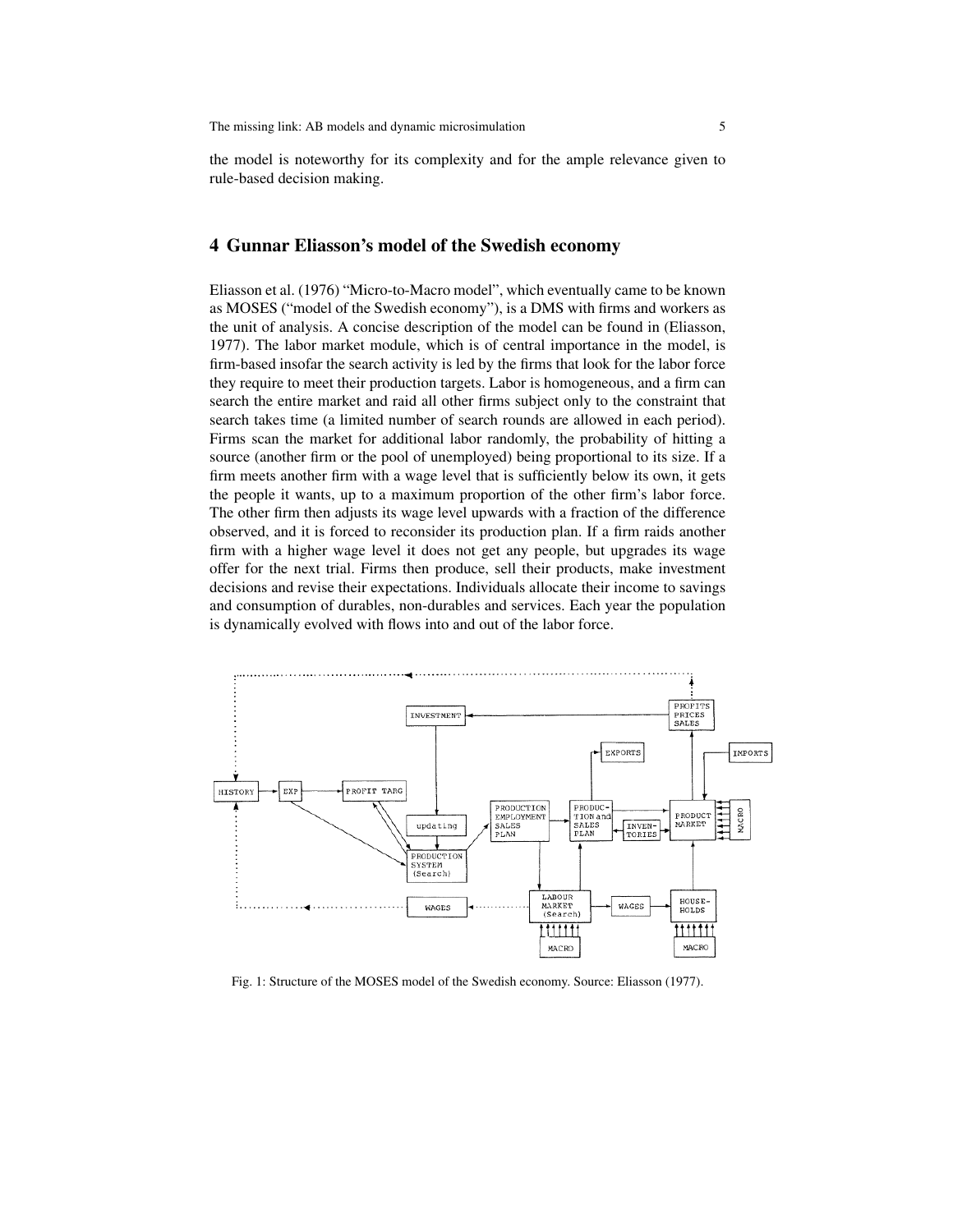the model is noteworthy for its complexity and for the ample relevance given to rule-based decision making.

## 4 Gunnar Eliasson's model of the Swedish economy

Eliasson et al. (1976) "Micro-to-Macro model", which eventually came to be known as MOSES ("model of the Swedish economy"), is a DMS with firms and workers as the unit of analysis. A concise description of the model can be found in (Eliasson, 1977). The labor market module, which is of central importance in the model, is firm-based insofar the search activity is led by the firms that look for the labor force they require to meet their production targets. Labor is homogeneous, and a firm can search the entire market and raid all other firms subject only to the constraint that search takes time (a limited number of search rounds are allowed in each period). Firms scan the market for additional labor randomly, the probability of hitting a source (another firm or the pool of unemployed) being proportional to its size. If a firm meets another firm with a wage level that is sufficiently below its own, it gets the people it wants, up to a maximum proportion of the other firm's labor force. The other firm then adjusts its wage level upwards with a fraction of the difference observed, and it is forced to reconsider its production plan. If a firm raids another firm with a higher wage level it does not get any people, but upgrades its wage offer for the next trial. Firms then produce, sell their products, make investment decisions and revise their expectations. Individuals allocate their income to savings and consumption of durables, non-durables and services. Each year the population is dynamically evolved with flows into and out of the labor force.

Fig. 1: Structure of the MOSES model of the Swedish economy. Source: Eliasson (1977).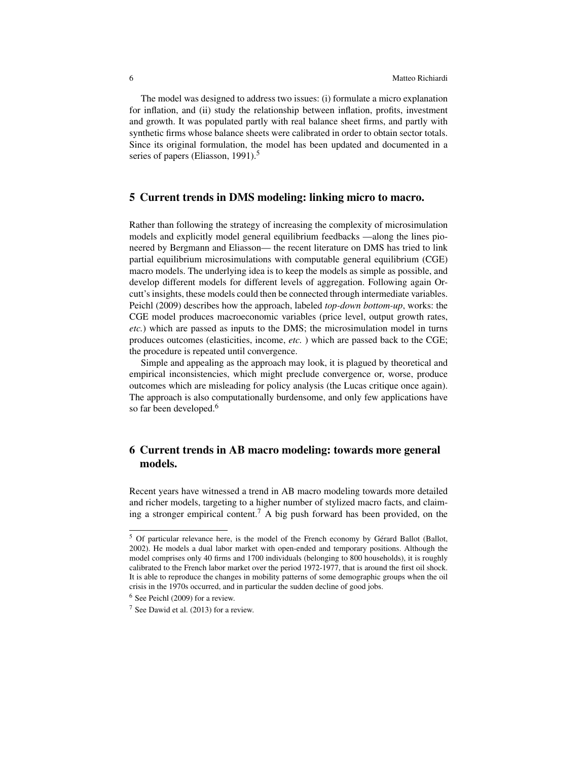The model was designed to address two issues: (i) formulate a micro explanation for inflation, and (ii) study the relationship between inflation, profits, investment and growth. It was populated partly with real balance sheet firms, and partly with synthetic firms whose balance sheets were calibrated in order to obtain sector totals. Since its original formulation, the model has been updated and documented in a series of papers (Eliasson, 1991).[5]

## 5 Current trends in DMS modeling: linking micro to macro.

Rather than following the strategy of increasing the complexity of microsimulation models and explicitly model general equilibrium feedbacks —along the lines pioneered by Bergmann and Eliasson— the recent literature on DMS has tried to link partial equilibrium microsimulations with computable general equilibrium (CGE) macro models. The underlying idea is to keep the models as simple as possible, and develop different models for different levels of aggregation. Following again Orcutt's insights, these models could then be connected through intermediate variables. Peichl (2009) describes how the approach, labeled *top-down bottom-up*, works: the CGE model produces macroeconomic variables (price level, output growth rates, *etc.*) which are passed as inputs to the DMS; the microsimulation model in turns produces outcomes (elasticities, income, *etc.* ) which are passed back to the CGE; the procedure is repeated until convergence.

Simple and appealing as the approach may look, it is plagued by theoretical and empirical inconsistencies, which might preclude convergence or, worse, produce outcomes which are misleading for policy analysis (the Lucas critique once again). The approach is also computationally burdensome, and only few applications have so far been developed.[6]

## 6 Current trends in AB macro modeling: towards more general models.

Recent years have witnessed a trend in AB macro modeling towards more detailed and richer models, targeting to a higher number of stylized macro facts, and claiming a stronger empirical content.[7] A big push forward has been provided, on the

---

[5] Of particular relevance here, is the model of the French economy by Gérard Ballot (Ballot, 2002). He models a dual labor market with open-ended and temporary positions. Although the model comprises only 40 firms and 1700 individuals (belonging to 800 households), it is roughly calibrated to the French labor market over the period 1972-1977, that is around the first oil shock. It is able to reproduce the changes in mobility patterns of some demographic groups when the oil crisis in the 1970s occurred, and in particular the sudden decline of good jobs.

[6] See Peichl (2009) for a review.

[7] See Dawid et al. (2013) for a review.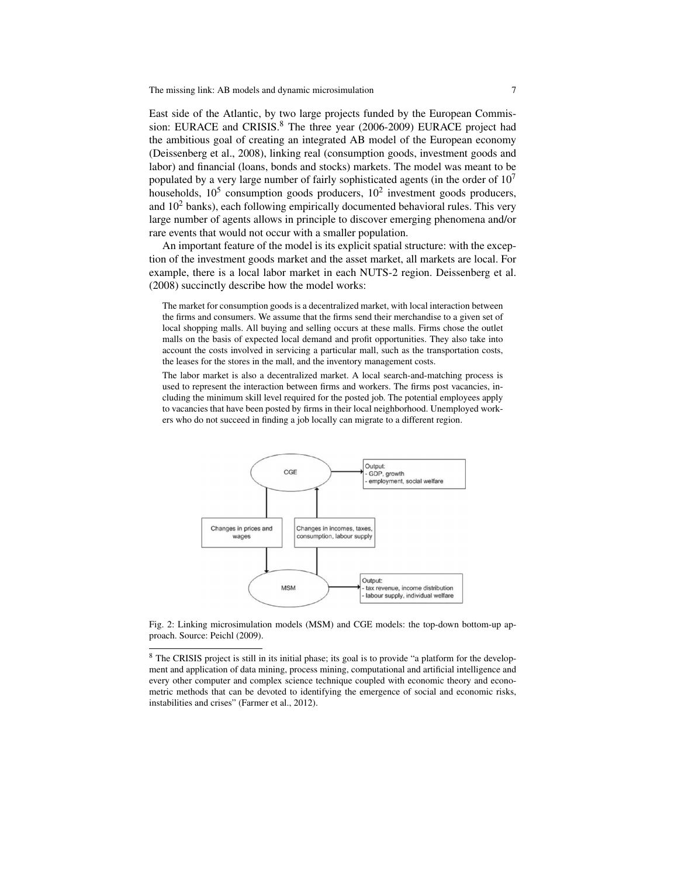East side of the Atlantic, by two large projects funded by the European Commission: EURACE and CRISIS.[8] The three year (2006-2009) EURACE project had the ambitious goal of creating an integrated AB model of the European economy (Deissenberg et al., 2008), linking real (consumption goods, investment goods and labor) and financial (loans, bonds and stocks) markets. The model was meant to be populated by a very large number of fairly sophisticated agents (in the order of $10^7$ households, $10^5$ consumption goods producers, $10^2$ investment goods producers, and $10^2$ banks), each following empirically documented behavioral rules. This very large number of agents allows in principle to discover emerging phenomena and/or rare events that would not occur with a smaller population.

An important feature of the model is its explicit spatial structure: with the exception of the investment goods market and the asset market, all markets are local. For example, there is a local labor market in each NUTS-2 region. Deissenberg et al. (2008) succinctly describe how the model works:

> The market for consumption goods is a decentralized market, with local interaction between the firms and consumers. We assume that the firms send their merchandise to a given set of local shopping malls. All buying and selling occurs at these malls. Firms chose the outlet malls on the basis of expected local demand and profit opportunities. They also take into account the costs involved in servicing a particular mall, such as the transportation costs, the leases for the stores in the mall, and the inventory management costs.
>
> The labor market is also a decentralized market. A local search-and-matching process is used to represent the interaction between firms and workers. The firms post vacancies, including the minimum skill level required for the posted job. The potential employees apply to vacancies that have been posted by firms in their local neighborhood. Unemployed workers who do not succeed in finding a job locally can migrate to a different region.

CGE

Output:
- GDP, growth
- employment, social welfare

Changes in prices and wages

Changes in incomes, taxes, consumption, labour supply

MSM

Output:
- tax revenue, income distribution
- labour supply, individual welfare

Fig. 2: Linking microsimulation models (MSM) and CGE models: the top-down bottom-up approach. Source: Peichl (2009).

[8] The CRISIS project is still in its initial phase; its goal is to provide "a platform for the development and application of data mining, process mining, computational and artificial intelligence and every other computer and complex science technique coupled with economic theory and econometric methods that can be devoted to identifying the emergence of social and economic risks, instabilities and crises" (Farmer et al., 2012).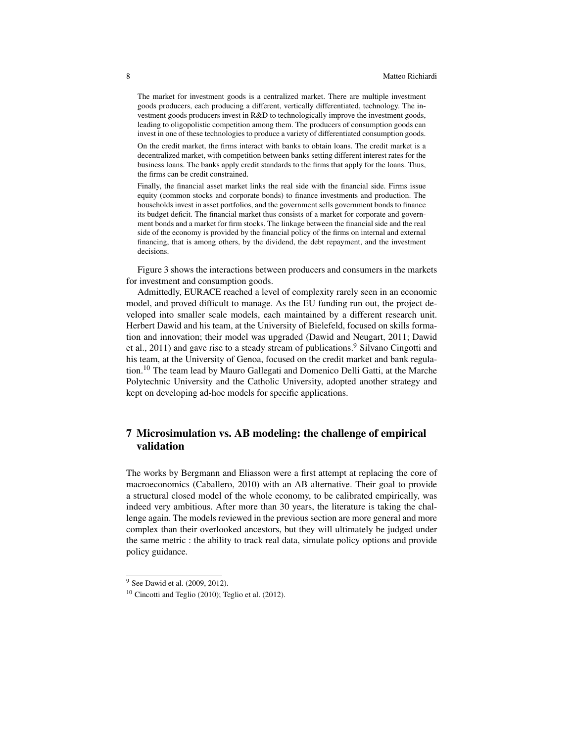> The market for investment goods is a centralized market. There are multiple investment goods producers, each producing a different, vertically differentiated, technology. The investment goods producers invest in R&D to technologically improve the investment goods, leading to oligopolistic competition among them. The producers of consumption goods can invest in one of these technologies to produce a variety of differentiated consumption goods.
>
> On the credit market, the firms interact with banks to obtain loans. The credit market is a decentralized market, with competition between banks setting different interest rates for the business loans. The banks apply credit standards to the firms that apply for the loans. Thus, the firms can be credit constrained.
>
> Finally, the financial asset market links the real side with the financial side. Firms issue equity (common stocks and corporate bonds) to finance investments and production. The households invest in asset portfolios, and the government sells government bonds to finance its budget deficit. The financial market thus consists of a market for corporate and government bonds and a market for firm stocks. The linkage between the financial side and the real side of the economy is provided by the financial policy of the firms on internal and external financing, that is among others, by the dividend, the debt repayment, and the investment decisions.

Figure 3 shows the interactions between producers and consumers in the markets for investment and consumption goods.

Admittedly, EURACE reached a level of complexity rarely seen in an economic model, and proved difficult to manage. As the EU funding run out, the project developed into smaller scale models, each maintained by a different research unit. Herbert Dawid and his team, at the University of Bielefeld, focused on skills formation and innovation; their model was upgraded (Dawid and Neugart, 2011; Dawid et al., 2011) and gave rise to a steady stream of publications.[9] Silvano Cingotti and his team, at the University of Genoa, focused on the credit market and bank regulation.[10] The team lead by Mauro Gallegati and Domenico Delli Gatti, at the Marche Polytechnic University and the Catholic University, adopted another strategy and kept on developing ad-hoc models for specific applications.

## 7 Microsimulation vs. AB modeling: the challenge of empirical validation

The works by Bergmann and Eliasson were a first attempt at replacing the core of macroeconomics (Caballero, 2010) with an AB alternative. Their goal to provide a structural closed model of the whole economy, to be calibrated empirically, was indeed very ambitious. After more than 30 years, the literature is taking the challenge again. The models reviewed in the previous section are more general and more complex than their overlooked ancestors, but they will ultimately be judged under the same metric : the ability to track real data, simulate policy options and provide policy guidance.

[9] See Dawid et al. (2009, 2012).

[10] Cincotti and Teglio (2010); Teglio et al. (2012).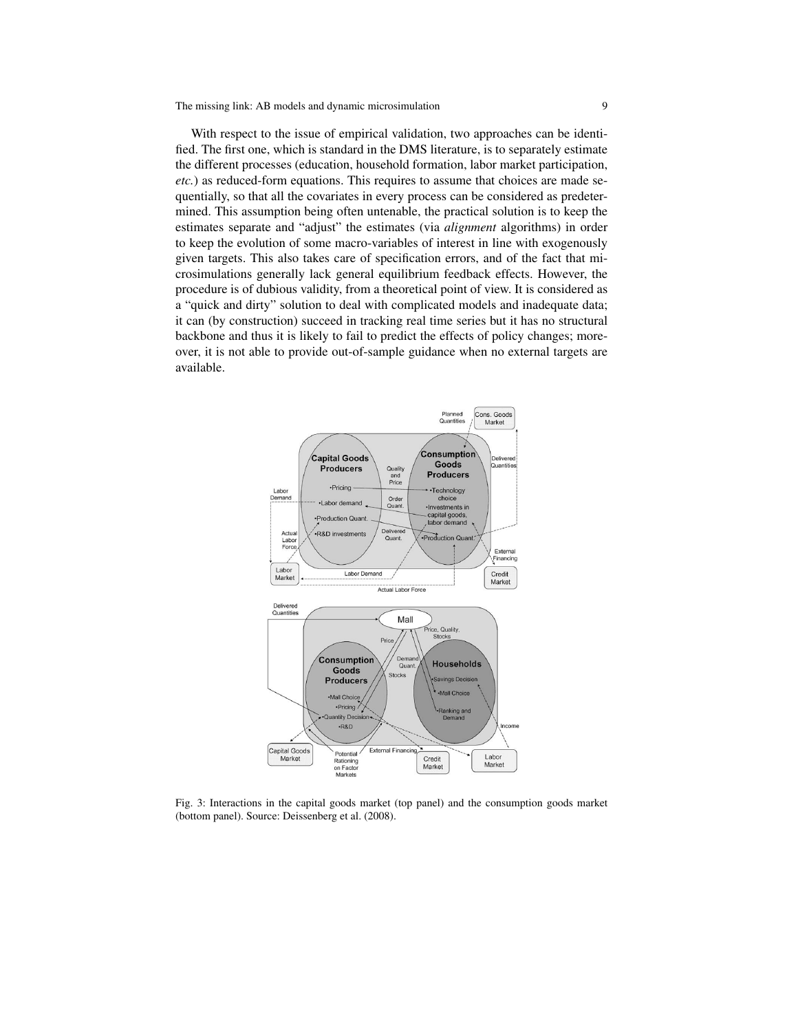With respect to the issue of empirical validation, two approaches can be identified. The first one, which is standard in the DMS literature, is to separately estimate the different processes (education, household formation, labor market participation, *etc.*) as reduced-form equations. This requires to assume that choices are made sequentially, so that all the covariates in every process can be considered as predetermined. This assumption being often untenable, the practical solution is to keep the estimates separate and "adjust" the estimates (via *alignment* algorithms) in order to keep the evolution of some macro-variables of interest in line with exogenously given targets. This also takes care of specification errors, and of the fact that microsimulations generally lack general equilibrium feedback effects. However, the procedure is of dubious validity, from a theoretical point of view. It is considered as a "quick and dirty" solution to deal with complicated models and inadequate data; it can (by construction) succeed in tracking real time series but it has no structural backbone and thus it is likely to fail to predict the effects of policy changes; moreover, it is not able to provide out-of-sample guidance when no external targets are available.

Fig. 3: Interactions in the capital goods market (top panel) and the consumption goods market (bottom panel). Source: Deissenberg et al. (2008).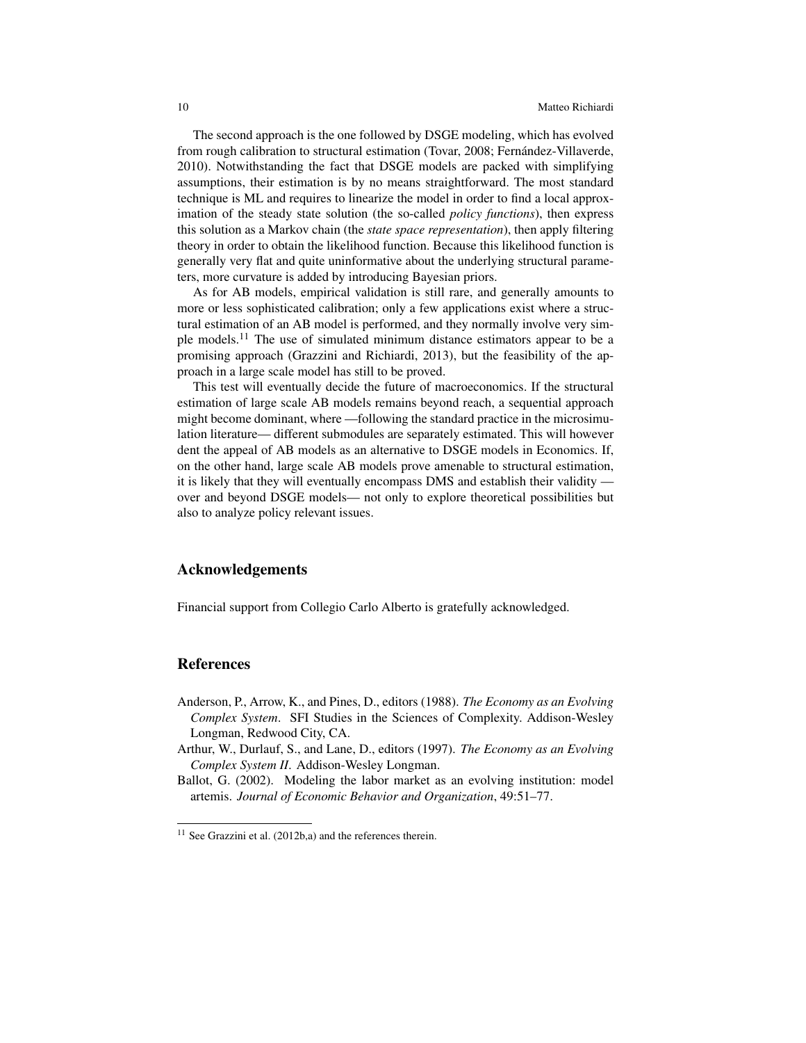The second approach is the one followed by DSGE modeling, which has evolved from rough calibration to structural estimation (Tovar, 2008; Fernández-Villaverde, 2010). Notwithstanding the fact that DSGE models are packed with simplifying assumptions, their estimation is by no means straightforward. The most standard technique is ML and requires to linearize the model in order to find a local approximation of the steady state solution (the so-called *policy functions*), then express this solution as a Markov chain (the *state space representation*), then apply filtering theory in order to obtain the likelihood function. Because this likelihood function is generally very flat and quite uninformative about the underlying structural parameters, more curvature is added by introducing Bayesian priors.

As for AB models, empirical validation is still rare, and generally amounts to more or less sophisticated calibration; only a few applications exist where a structural estimation of an AB model is performed, and they normally involve very simple models.[11] The use of simulated minimum distance estimators appear to be a promising approach (Grazzini and Richiardi, 2013), but the feasibility of the approach in a large scale model has still to be proved.

This test will eventually decide the future of macroeconomics. If the structural estimation of large scale AB models remains beyond reach, a sequential approach might become dominant, where —following the standard practice in the microsimulation literature— different submodules are separately estimated. This will however dent the appeal of AB models as an alternative to DSGE models in Economics. If, on the other hand, large scale AB models prove amenable to structural estimation, it is likely that they will eventually encompass DMS and establish their validity — over and beyond DSGE models— not only to explore theoretical possibilities but also to analyze policy relevant issues.

## Acknowledgements

Financial support from Collegio Carlo Alberto is gratefully acknowledged.

## References

Anderson, P., Arrow, K., and Pines, D., editors (1988). *The Economy as an Evolving Complex System*. SFI Studies in the Sciences of Complexity. Addison-Wesley Longman, Redwood City, CA.

Arthur, W., Durlauf, S., and Lane, D., editors (1997). *The Economy as an Evolving Complex System II*. Addison-Wesley Longman.

Ballot, G. (2002). Modeling the labor market as an evolving institution: model artemis. *Journal of Economic Behavior and Organization*, 49:51–77.

[11] See Grazzini et al. (2012b,a) and the references therein.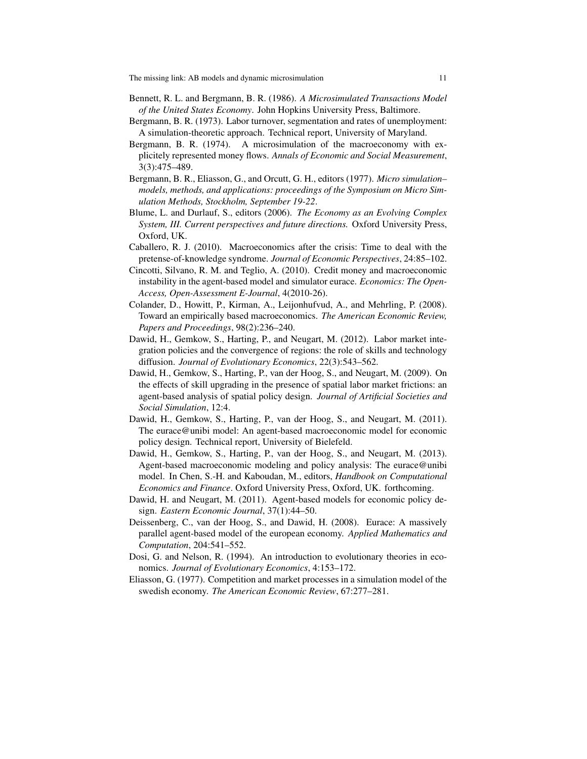Bennett, R. L. and Bergmann, B. R. (1986). *A Microsimulated Transactions Model of the United States Economy*. John Hopkins University Press, Baltimore.

Bergmann, B. R. (1973). Labor turnover, segmentation and rates of unemployment: A simulation-theoretic approach. Technical report, University of Maryland.

Bergmann, B. R. (1974). A microsimulation of the macroeconomy with explicitely represented money flows. *Annals of Economic and Social Measurement*, 3(3):475–489.

Bergmann, B. R., Eliasson, G., and Orcutt, G. H., editors (1977). *Micro simulation–models, methods, and applications: proceedings of the Symposium on Micro Simulation Methods, Stockholm, September 19-22*.

Blume, L. and Durlauf, S., editors (2006). *The Economy as an Evolving Complex System, III. Current perspectives and future directions.* Oxford University Press, Oxford, UK.

Caballero, R. J. (2010). Macroeconomics after the crisis: Time to deal with the pretense-of-knowledge syndrome. *Journal of Economic Perspectives*, 24:85–102.

Cincotti, Silvano, R. M. and Teglio, A. (2010). Credit money and macroeconomic instability in the agent-based model and simulator eurace. *Economics: The Open-Access, Open-Assessment E-Journal*, 4(2010-26).

Colander, D., Howitt, P., Kirman, A., Leijonhufvud, A., and Mehrling, P. (2008). Toward an empirically based macroeconomics. *The American Economic Review, Papers and Proceedings*, 98(2):236–240.

Dawid, H., Gemkow, S., Harting, P., and Neugart, M. (2012). Labor market integration policies and the convergence of regions: the role of skills and technology diffusion. *Journal of Evolutionary Economics*, 22(3):543–562.

Dawid, H., Gemkow, S., Harting, P., van der Hoog, S., and Neugart, M. (2009). On the effects of skill upgrading in the presence of spatial labor market frictions: an agent-based analysis of spatial policy design. *Journal of Artificial Societies and Social Simulation*, 12:4.

Dawid, H., Gemkow, S., Harting, P., van der Hoog, S., and Neugart, M. (2011). The eurace@unibi model: An agent-based macroeconomic model for economic policy design. Technical report, University of Bielefeld.

Dawid, H., Gemkow, S., Harting, P., van der Hoog, S., and Neugart, M. (2013). Agent-based macroeconomic modeling and policy analysis: The eurace@unibi model. In Chen, S.-H. and Kaboudan, M., editors, *Handbook on Computational Economics and Finance*. Oxford University Press, Oxford, UK. forthcoming.

Dawid, H. and Neugart, M. (2011). Agent-based models for economic policy design. *Eastern Economic Journal*, 37(1):44–50.

Deissenberg, C., van der Hoog, S., and Dawid, H. (2008). Eurace: A massively parallel agent-based model of the european economy. *Applied Mathematics and Computation*, 204:541–552.

Dosi, G. and Nelson, R. (1994). An introduction to evolutionary theories in economics. *Journal of Evolutionary Economics*, 4:153–172.

Eliasson, G. (1977). Competition and market processes in a simulation model of the swedish economy. *The American Economic Review*, 67:277–281.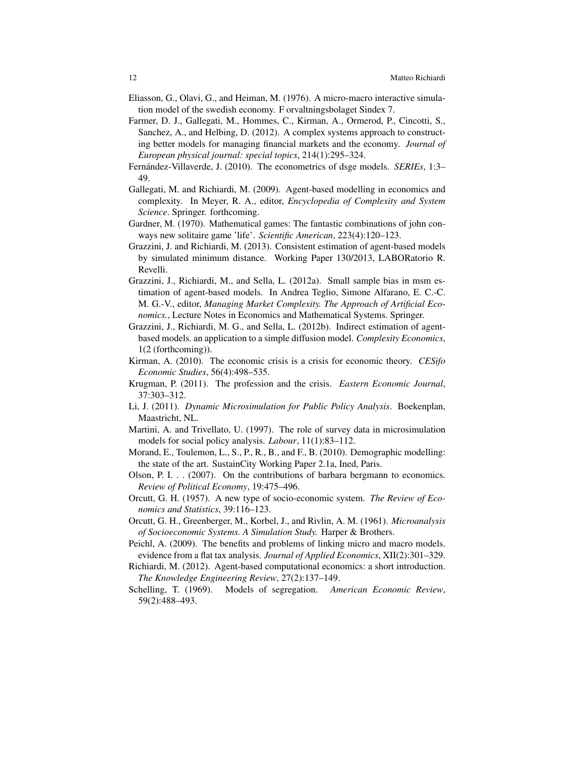Eliasson, G., Olavi, G., and Heiman, M. (1976). A micro-macro interactive simulation model of the swedish economy. F orvaltningsbolaget Sindex 7.

Farmer, D. J., Gallegati, M., Hommes, C., Kirman, A., Ormerod, P., Cincotti, S., Sanchez, A., and Helbing, D. (2012). A complex systems approach to constructing better models for managing financial markets and the economy. *Journal of European physical journal: special topics*, 214(1):295–324.

Fernández-Villaverde, J. (2010). The econometrics of dsge models. *SERIEs*, 1:3–49.

Gallegati, M. and Richiardi, M. (2009). Agent-based modelling in economics and complexity. In Meyer, R. A., editor, *Encyclopedia of Complexity and System Science*. Springer. forthcoming.

Gardner, M. (1970). Mathematical games: The fantastic combinations of john conways new solitaire game 'life'. *Scientific American*, 223(4):120–123.

Grazzini, J. and Richiardi, M. (2013). Consistent estimation of agent-based models by simulated minimum distance. Working Paper 130/2013, LABORatorio R. Revelli.

Grazzini, J., Richiardi, M., and Sella, L. (2012a). Small sample bias in msm estimation of agent-based models. In Andrea Teglio, Simone Alfarano, E. C.-C. M. G.-V., editor, *Managing Market Complexity. The Approach of Artificial Economics.*, Lecture Notes in Economics and Mathematical Systems. Springer.

Grazzini, J., Richiardi, M. G., and Sella, L. (2012b). Indirect estimation of agent-based models. an application to a simple diffusion model. *Complexity Economics*, 1(2 (forthcoming)).

Kirman, A. (2010). The economic crisis is a crisis for economic theory. *CESifo Economic Studies*, 56(4):498–535.

Krugman, P. (2011). The profession and the crisis. *Eastern Economic Journal*, 37:303–312.

Li, J. (2011). *Dynamic Microsimulation for Public Policy Analysis*. Boekenplan, Maastricht, NL.

Martini, A. and Trivellato, U. (1997). The role of survey data in microsimulation models for social policy analysis. *Labour*, 11(1):83–112.

Morand, E., Toulemon, L., S., P., R., B., and F., B. (2010). Demographic modelling: the state of the art. SustainCity Working Paper 2.1a, Ined, Paris.

Olson, P. I. . . (2007). On the contributions of barbara bergmann to economics. *Review of Political Economy*, 19:475–496.

Orcutt, G. H. (1957). A new type of socio-economic system. *The Review of Economics and Statistics*, 39:116–123.

Orcutt, G. H., Greenberger, M., Korbel, J., and Rivlin, A. M. (1961). *Microanalysis of Socioeconomic Systems. A Simulation Study.* Harper & Brothers.

Peichl, A. (2009). The benefits and problems of linking micro and macro models. evidence from a flat tax analysis. *Journal of Applied Economics*, XII(2):301–329.

Richiardi, M. (2012). Agent-based computational economics: a short introduction. *The Knowledge Engineering Review*, 27(2):137–149.

Schelling, T. (1969). Models of segregation. *American Economic Review*, 59(2):488–493.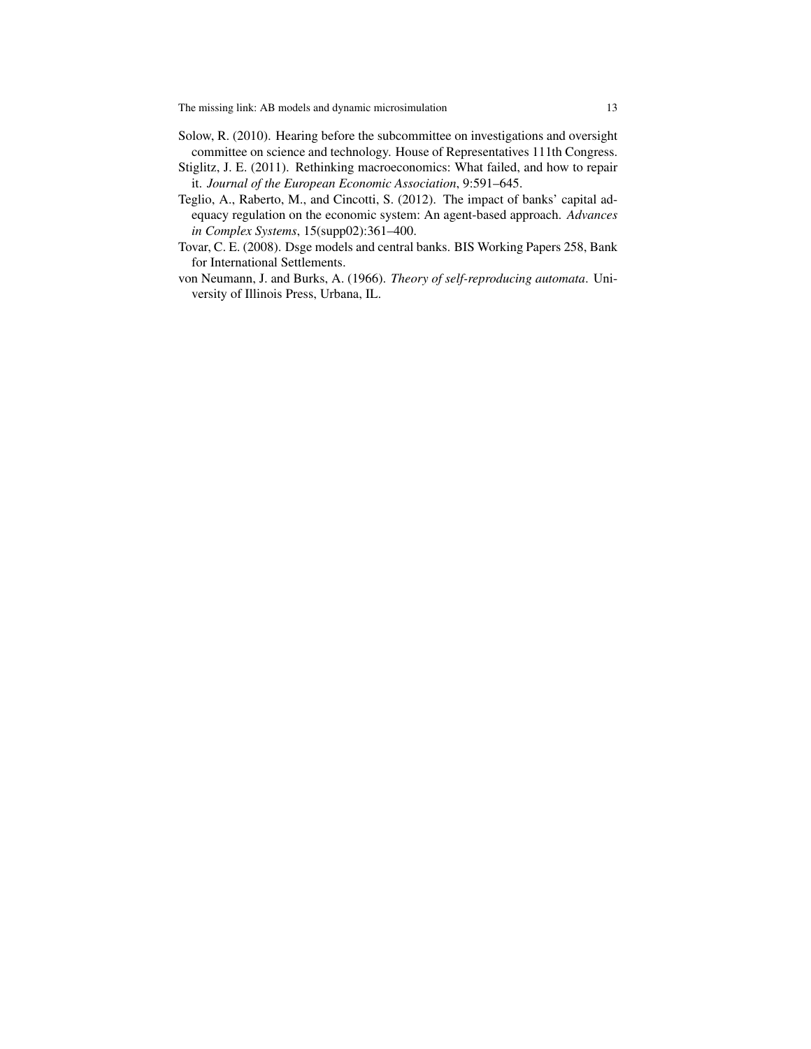Solow, R. (2010). Hearing before the subcommittee on investigations and oversight committee on science and technology. House of Representatives 111th Congress.

Stiglitz, J. E. (2011). Rethinking macroeconomics: What failed, and how to repair it. *Journal of the European Economic Association*, 9:591–645.

Teglio, A., Raberto, M., and Cincotti, S. (2012). The impact of banks' capital adequacy regulation on the economic system: An agent-based approach. *Advances in Complex Systems*, 15(supp02):361–400.

Tovar, C. E. (2008). Dsge models and central banks. BIS Working Papers 258, Bank for International Settlements.

von Neumann, J. and Burks, A. (1966). *Theory of self-reproducing automata*. University of Illinois Press, Urbana, IL.